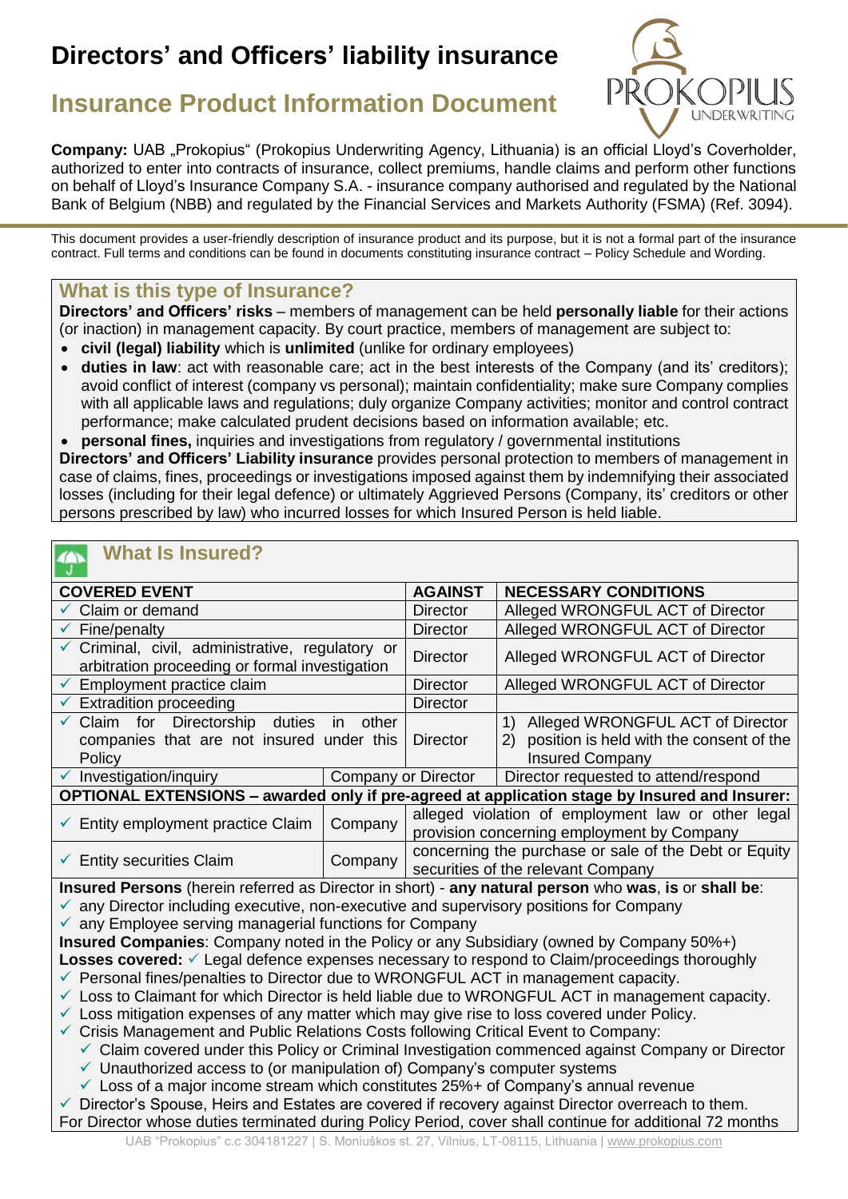# Directors' and Officers' liability insurance

## Insurance Product Information Document

**Company:** UAB „Prokopius" (Prokopius Underwriting Agency, Lithuania) is an official Lloyd's Coverholder, authorized to enter into contracts of insurance, collect premiums, handle claims and perform other functions on behalf of Lloyd's Insurance Company S.A. - insurance company authorised and regulated by the National Bank of Belgium (NBB) and regulated by the Financial Services and Markets Authority (FSMA) (Ref. 3094).

This document provides a user-friendly description of insurance product and its purpose, but it is not a formal part of the insurance contract. Full terms and conditions can be found in documents constituting insurance contract – Policy Schedule and Wording.

### What is this type of Insurance?

**Directors' and Officers' risks** – members of management can be held **personally liable** for their actions (or inaction) in management capacity. By court practice, members of management are subject to:

- **civil (legal) liability** which is **unlimited** (unlike for ordinary employees)
- **duties in law**: act with reasonable care; act in the best interests of the Company (and its' creditors); avoid conflict of interest (company vs personal); maintain confidentiality; make sure Company complies with all applicable laws and regulations; duly organize Company activities; monitor and control contract performance; make calculated prudent decisions based on information available; etc.
- **personal fines,** inquiries and investigations from regulatory / governmental institutions

**Directors' and Officers' Liability insurance** provides personal protection to members of management in case of claims, fines, proceedings or investigations imposed against them by indemnifying their associated losses (including for their legal defence) or ultimately Aggrieved Persons (Company, its' creditors or other persons prescribed by law) who incurred losses for which Insured Person is held liable.

### What Is Insured?

| COVERED EVENT | AGAINST | NECESSARY CONDITIONS |
|---|---|---|
| ✓ Claim or demand | Director | Alleged WRONGFUL ACT of Director |
| ✓ Fine/penalty | Director | Alleged WRONGFUL ACT of Director |
| ✓ Criminal, civil, administrative, regulatory or arbitration proceeding or formal investigation | Director | Alleged WRONGFUL ACT of Director |
| ✓ Employment practice claim | Director | Alleged WRONGFUL ACT of Director |
| ✓ Extradition proceeding | Director | |
| ✓ Claim for Directorship duties in other companies that are not insured under this Policy | Director | 1) Alleged WRONGFUL ACT of Director 2) position is held with the consent of the Insured Company |
| ✓ Investigation/inquiry | Company or Director | Director requested to attend/respond |
| **OPTIONAL EXTENSIONS – awarded only if pre-agreed at application stage by Insured and Insurer:** | | |
| ✓ Entity employment practice Claim | Company | alleged violation of employment law or other legal provision concerning employment by Company |
| ✓ Entity securities Claim | Company | concerning the purchase or sale of the Debt or Equity securities of the relevant Company |

**Insured Persons** (herein referred as Director in short) - **any natural person** who **was**, **is** or **shall be**:

- ✓ any Director including executive, non-executive and supervisory positions for Company
- ✓ any Employee serving managerial functions for Company

**Insured Companies**: Company noted in the Policy or any Subsidiary (owned by Company 50%+)

**Losses covered:** ✓ Legal defence expenses necessary to respond to Claim/proceedings thoroughly

- ✓ Personal fines/penalties to Director due to WRONGFUL ACT in management capacity.
- ✓ Loss to Claimant for which Director is held liable due to WRONGFUL ACT in management capacity.
- ✓ Loss mitigation expenses of any matter which may give rise to loss covered under Policy.
- ✓ Crisis Management and Public Relations Costs following Critical Event to Company:
  - ✓ Claim covered under this Policy or Criminal Investigation commenced against Company or Director
  - ✓ Unauthorized access to (or manipulation of) Company's computer systems
  - ✓ Loss of a major income stream which constitutes 25%+ of Company's annual revenue
- ✓ Director's Spouse, Heirs and Estates are covered if recovery against Director overreach to them.

For Director whose duties terminated during Policy Period, cover shall continue for additional 72 months

UAB "Prokopius" c.c 304181227 | S. Moniuškos st. 27, Vilnius, LT-08115, Lithuania | www.prokopius.com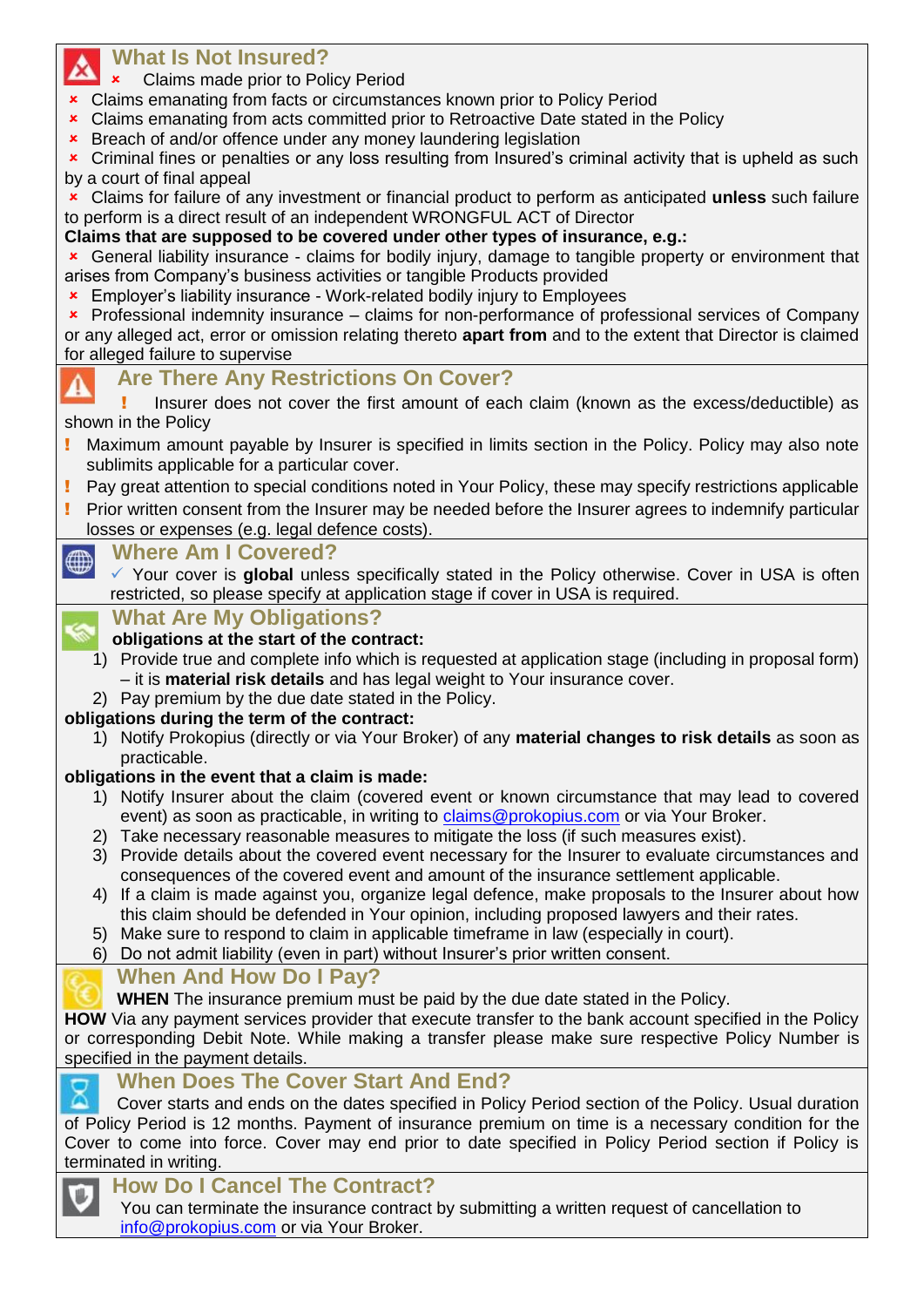## What Is Not Insured?

- × Claims made prior to Policy Period
- × Claims emanating from facts or circumstances known prior to Policy Period
- × Claims emanating from acts committed prior to Retroactive Date stated in the Policy
- × Breach of and/or offence under any money laundering legislation
- × Criminal fines or penalties or any loss resulting from Insured's criminal activity that is upheld as such by a court of final appeal
- × Claims for failure of any investment or financial product to perform as anticipated **unless** such failure to perform is a direct result of an independent WRONGFUL ACT of Director

**Claims that are supposed to be covered under other types of insurance, e.g.:**

- × General liability insurance - claims for bodily injury, damage to tangible property or environment that arises from Company's business activities or tangible Products provided
- × Employer's liability insurance - Work-related bodily injury to Employees
- × Professional indemnity insurance – claims for non-performance of professional services of Company or any alleged act, error or omission relating thereto **apart from** and to the extent that Director is claimed for alleged failure to supervise

## Are There Any Restrictions On Cover?

- ! Insurer does not cover the first amount of each claim (known as the excess/deductible) as shown in the Policy
- ! Maximum amount payable by Insurer is specified in limits section in the Policy. Policy may also note sublimits applicable for a particular cover.
- ! Pay great attention to special conditions noted in Your Policy, these may specify restrictions applicable
- ! Prior written consent from the Insurer may be needed before the Insurer agrees to indemnify particular losses or expenses (e.g. legal defence costs).

## Where Am I Covered?

✓ Your cover is **global** unless specifically stated in the Policy otherwise. Cover in USA is often restricted, so please specify at application stage if cover in USA is required.

## What Are My Obligations?

**obligations at the start of the contract:**

1) Provide true and complete info which is requested at application stage (including in proposal form) – it is **material risk details** and has legal weight to Your insurance cover.
2) Pay premium by the due date stated in the Policy.

**obligations during the term of the contract:**

1) Notify Prokopius (directly or via Your Broker) of any **material changes to risk details** as soon as practicable.

**obligations in the event that a claim is made:**

1) Notify Insurer about the claim (covered event or known circumstance that may lead to covered event) as soon as practicable, in writing to claims@prokopius.com or via Your Broker.
2) Take necessary reasonable measures to mitigate the loss (if such measures exist).
3) Provide details about the covered event necessary for the Insurer to evaluate circumstances and consequences of the covered event and amount of the insurance settlement applicable.
4) If a claim is made against you, organize legal defence, make proposals to the Insurer about how this claim should be defended in Your opinion, including proposed lawyers and their rates.
5) Make sure to respond to claim in applicable timeframe in law (especially in court).
6) Do not admit liability (even in part) without Insurer's prior written consent.

## When And How Do I Pay?

**WHEN** The insurance premium must be paid by the due date stated in the Policy.

**HOW** Via any payment services provider that execute transfer to the bank account specified in the Policy or corresponding Debit Note. While making a transfer please make sure respective Policy Number is specified in the payment details.

## When Does The Cover Start And End?

Cover starts and ends on the dates specified in Policy Period section of the Policy. Usual duration of Policy Period is 12 months. Payment of insurance premium on time is a necessary condition for the Cover to come into force. Cover may end prior to date specified in Policy Period section if Policy is terminated in writing.

## How Do I Cancel The Contract?

You can terminate the insurance contract by submitting a written request of cancellation to info@prokopius.com or via Your Broker.